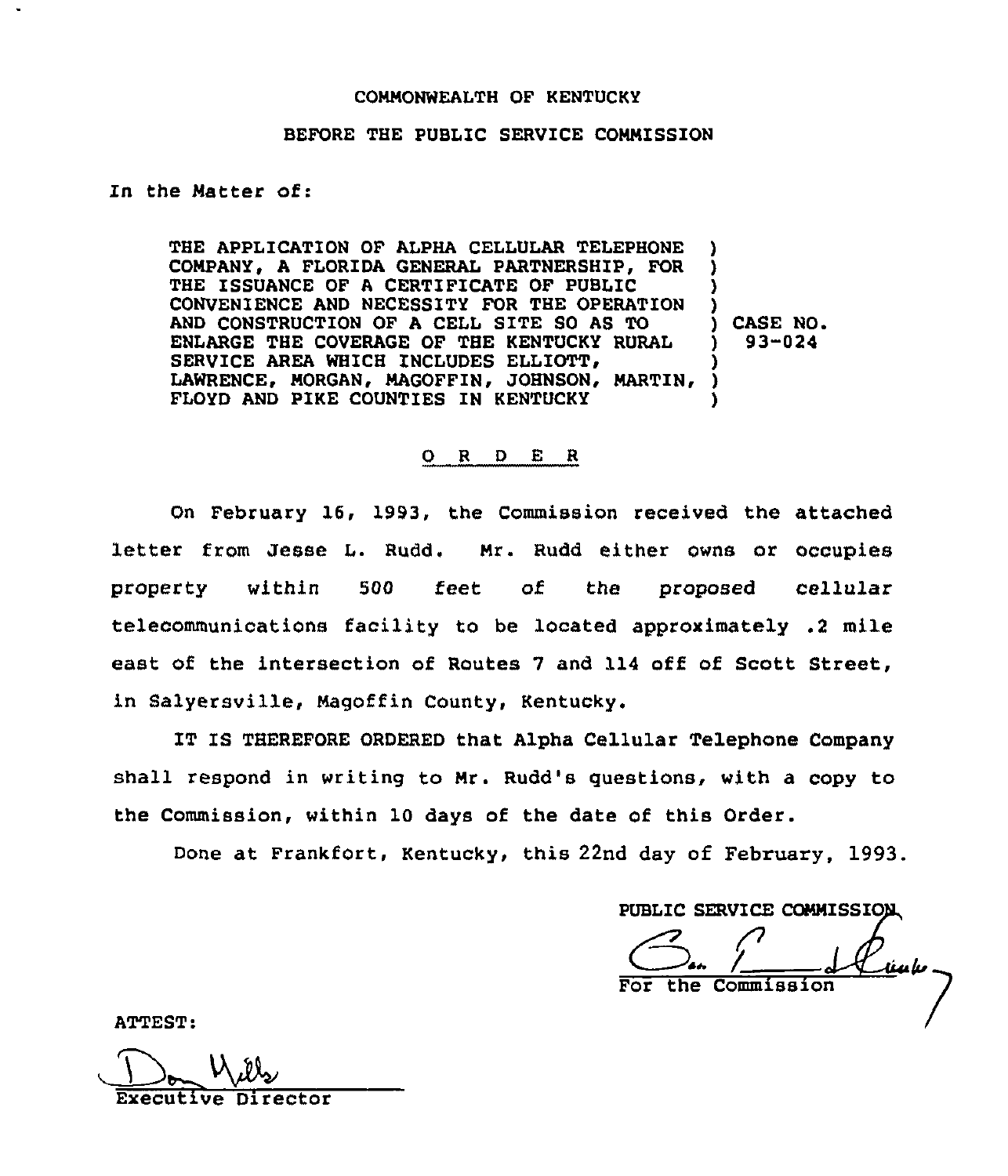COMMONWEALTH OF KENTUCKY

BEFORE THE PUBLIC SERVICE COMMISSION

In the Matter of:

| | |
|---|---|
| THE APPLICATION OF ALPHA CELLULAR TELEPHONE COMPANY, A FLORIDA GENERAL PARTNERSHIP, FOR THE ISSUANCE OF A CERTIFICATE OF PUBLIC CONVENIENCE AND NECESSITY FOR THE OPERATION AND CONSTRUCTION OF A CELL SITE SO AS TO ENLARGE THE COVERAGE OF THE KENTUCKY RURAL SERVICE AREA WHICH INCLUDES ELLIOTT, LAWRENCE, MORGAN, MAGOFFIN, JOHNSON, MARTIN, FLOYD AND PIKE COUNTIES IN KENTUCKY | ) CASE NO. 93-024 |

**O R D E R**

On February 16, 1993, the Commission received the attached letter from Jesse L. Rudd. Mr. Rudd either owns or occupies property within 500 feet of the proposed cellular telecommunications facility to be located approximately .2 mile east of the intersection of Routes 7 and 114 off of Scott Street, in Salyersville, Magoffin County, Kentucky.

IT IS THEREFORE ORDERED that Alpha Cellular Telephone Company shall respond in writing to Mr. Rudd's questions, with a copy to the Commission, within 10 days of the date of this Order.

Done at Frankfort, Kentucky, this 22nd day of February, 1993.

PUBLIC SERVICE COMMISSION

For the Commission

ATTEST:

Executive Director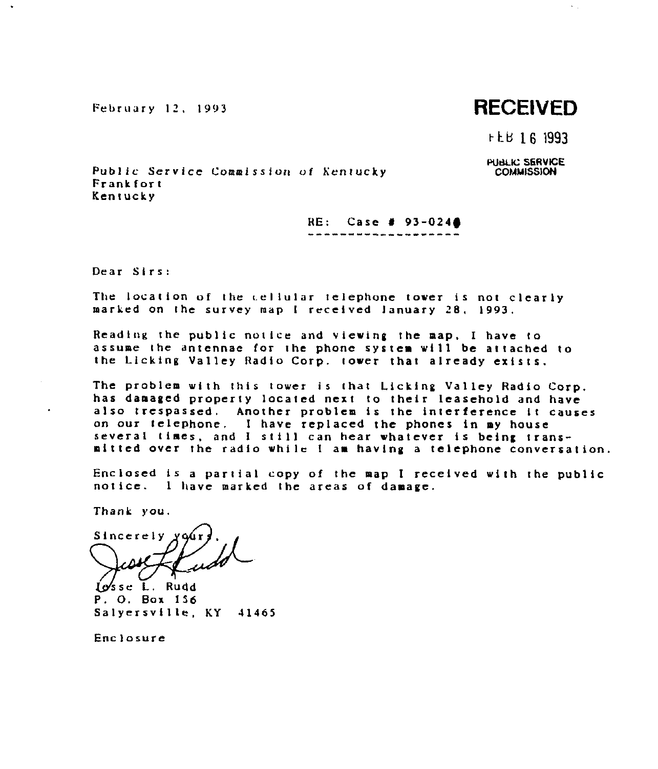February 12, 1993

**RECEIVED**

FEB 16 1993

PUBLIC SERVICE COMMISSION

Public Service Commission of Kentucky
Frankfort
Kentucky

RE: Case # 93-024

Dear Sirs:

The location of the cellular telephone tower is not clearly marked on the survey map I received January 28, 1993.

Reading the public notice and viewing the map, I have to assume the antennae for the phone system will be attached to the Licking Valley Radio Corp. tower that already exists.

The problem with this tower is that Licking Valley Radio Corp. has damaged property located next to their leasehold and have also trespassed. Another problem is the interference it causes on our telephone. I have replaced the phones in my house several times, and I still can hear whatever is being transmitted over the radio while I am having a telephone conversation.

Enclosed is a partial copy of the map I received with the public notice. I have marked the areas of damage.

Thank you.

Sincerely yours,

Jesse L. Rudd
P. O. Box 156
Salyersville, KY 41465

Enclosure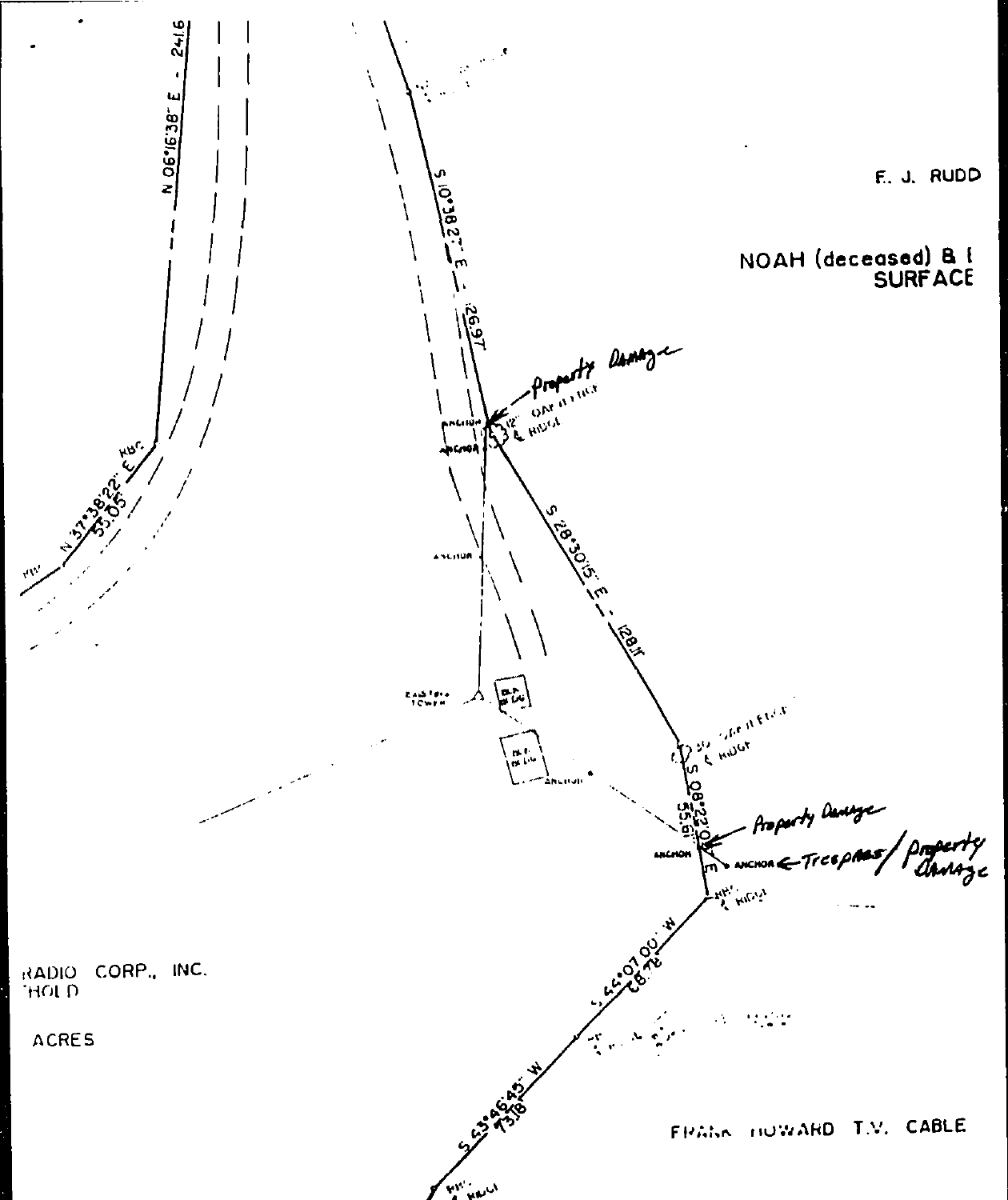N 06°16'38" E - 241.6

S 10°38'27" E - 126.97

F. J. RUDD

NOAH (deceased) & I
SURFACE

Property Damage

ANCHOR

12" OAK FENCE & RIDGE

ANCHOR

N 37°38'22" E
55.05

RBC

ANCHOR

S 28°30'15" E - 128.11

EASTERN TOWER

BLK BLDG

BLK BLDG

ANCHOR

30" OAK FENCE & RIDGE

S 08°22'05" E
55.81

Property Damage

ANCHOR

ANCHOR ← Trespass / Property Damage

RBC & RIDGE

RADIO CORP., INC.
HOLD

ACRES

S 44°07'00" W
68.72

S 43°46'45" W
73.18

FRANK HOWARD T.V. CABLE